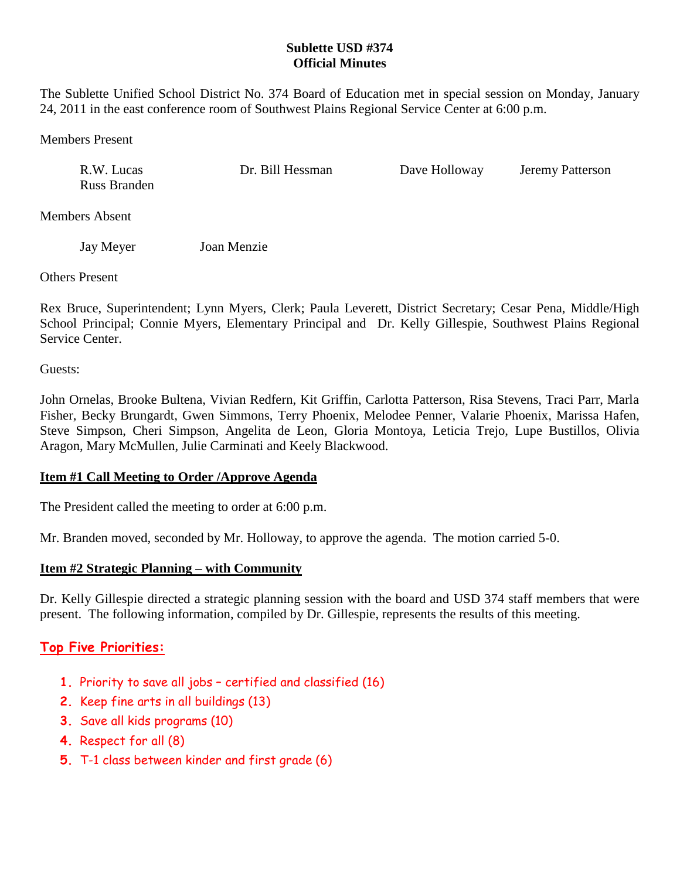# Sublette USD #374
## Official Minutes

The Sublette Unified School District No. 374 Board of Education met in special session on Monday, January 24, 2011 in the east conference room of Southwest Plains Regional Service Center at 6:00 p.m.

Members Present

R.W. Lucas    Dr. Bill Hessman    Dave Holloway    Jeremy Patterson
Russ Branden

Members Absent

Jay Meyer    Joan Menzie

Others Present

Rex Bruce, Superintendent; Lynn Myers, Clerk; Paula Leverett, District Secretary; Cesar Pena, Middle/High School Principal; Connie Myers, Elementary Principal and Dr. Kelly Gillespie, Southwest Plains Regional Service Center.

Guests:

John Ornelas, Brooke Bultena, Vivian Redfern, Kit Griffin, Carlotta Patterson, Risa Stevens, Traci Parr, Marla Fisher, Becky Brungardt, Gwen Simmons, Terry Phoenix, Melodee Penner, Valarie Phoenix, Marissa Hafen, Steve Simpson, Cheri Simpson, Angelita de Leon, Gloria Montoya, Leticia Trejo, Lupe Bustillos, Olivia Aragon, Mary McMullen, Julie Carminati and Keely Blackwood.

### Item #1 Call Meeting to Order /Approve Agenda

The President called the meeting to order at 6:00 p.m.

Mr. Branden moved, seconded by Mr. Holloway, to approve the agenda. The motion carried 5-0.

### Item #2 Strategic Planning – with Community

Dr. Kelly Gillespie directed a strategic planning session with the board and USD 374 staff members that were present. The following information, compiled by Dr. Gillespie, represents the results of this meeting.

### Top Five Priorities:

1. Priority to save all jobs – certified and classified (16)
2. Keep fine arts in all buildings (13)
3. Save all kids programs (10)
4. Respect for all (8)
5. T-1 class between kinder and first grade (6)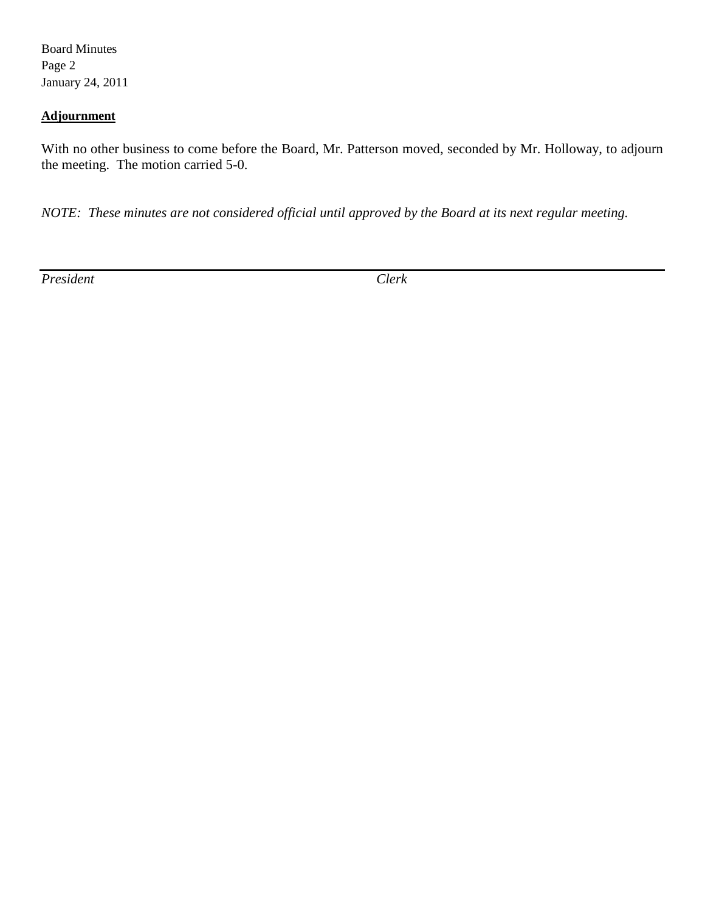**Adjournment**

With no other business to come before the Board, Mr. Patterson moved, seconded by Mr. Holloway, to adjourn the meeting. The motion carried 5-0.

*NOTE: These minutes are not considered official until approved by the Board at its next regular meeting.*

*President* *Clerk*